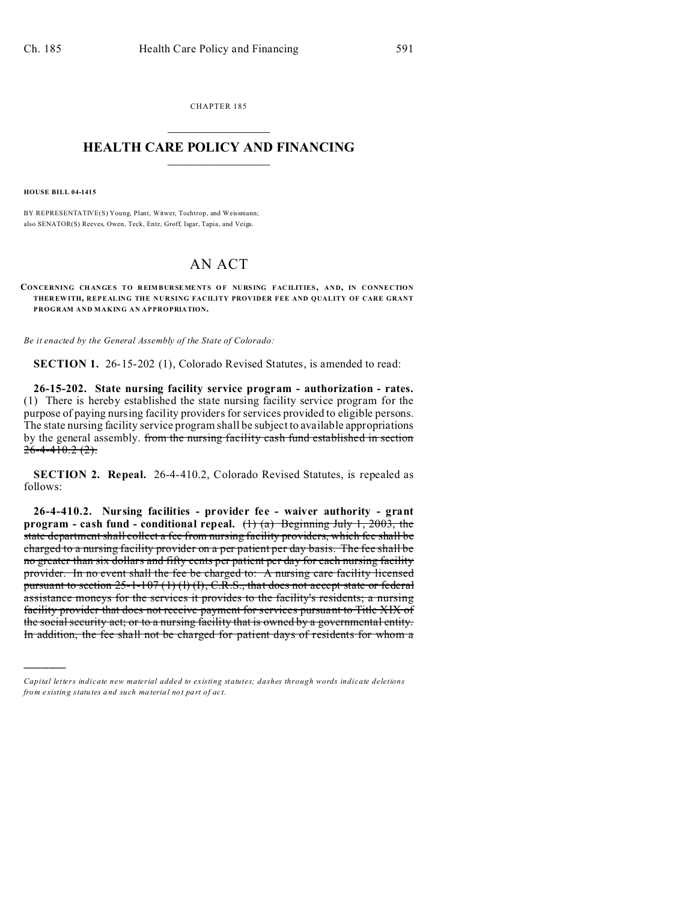CHAPTER 185

# HEALTH CARE POLICY AND FINANCING

**HOUSE BILL 04-1415**

BY REPRESENTATIVE(S) Young, Plant, Witwer, Tochtrop, and Weissmann;
also SENATOR(S) Reeves, Owen, Teck, Entz, Groff, Isgar, Tapia, and Veiga.

# AN ACT

**CONCERNING CHANGES TO REIMBURSEMENTS OF NURSING FACILITIES, AND, IN CONNECTION THEREWITH, REPEALING THE NURSING FACILITY PROVIDER FEE AND QUALITY OF CARE GRANT PROGRAM AND MAKING AN APPROPRIATION.**

*Be it enacted by the General Assembly of the State of Colorado:*

**SECTION 1.** 26-15-202 (1), Colorado Revised Statutes, is amended to read:

**26-15-202. State nursing facility service program - authorization - rates.** (1) There is hereby established the state nursing facility service program for the purpose of paying nursing facility providers for services provided to eligible persons. The state nursing facility service program shall be subject to available appropriations by the general assembly. ~~from the nursing facility cash fund established in section 26-4-410.2 (2).~~

**SECTION 2. Repeal.** 26-4-410.2, Colorado Revised Statutes, is repealed as follows:

**26-4-410.2. Nursing facilities - provider fee - waiver authority - grant program - cash fund - conditional repeal.** ~~(1) (a) Beginning July 1, 2003, the state department shall collect a fee from nursing facility providers, which fee shall be charged to a nursing facility provider on a per patient per day basis. The fee shall be no greater than six dollars and fifty cents per patient per day for each nursing facility provider. In no event shall the fee be charged to: A nursing care facility licensed pursuant to section 25-1-107 (1) (l) (I), C.R.S., that does not accept state or federal assistance moneys for the services it provides to the facility's residents; a nursing facility provider that does not receive payment for services pursuant to Title XIX of the social security act; or to a nursing facility that is owned by a governmental entity. In addition, the fee shall not be charged for patient days of residents for whom a~~

*Capital letters indicate new material added to existing statutes; dashes through words indicate deletions from existing statutes and such material not part of act.*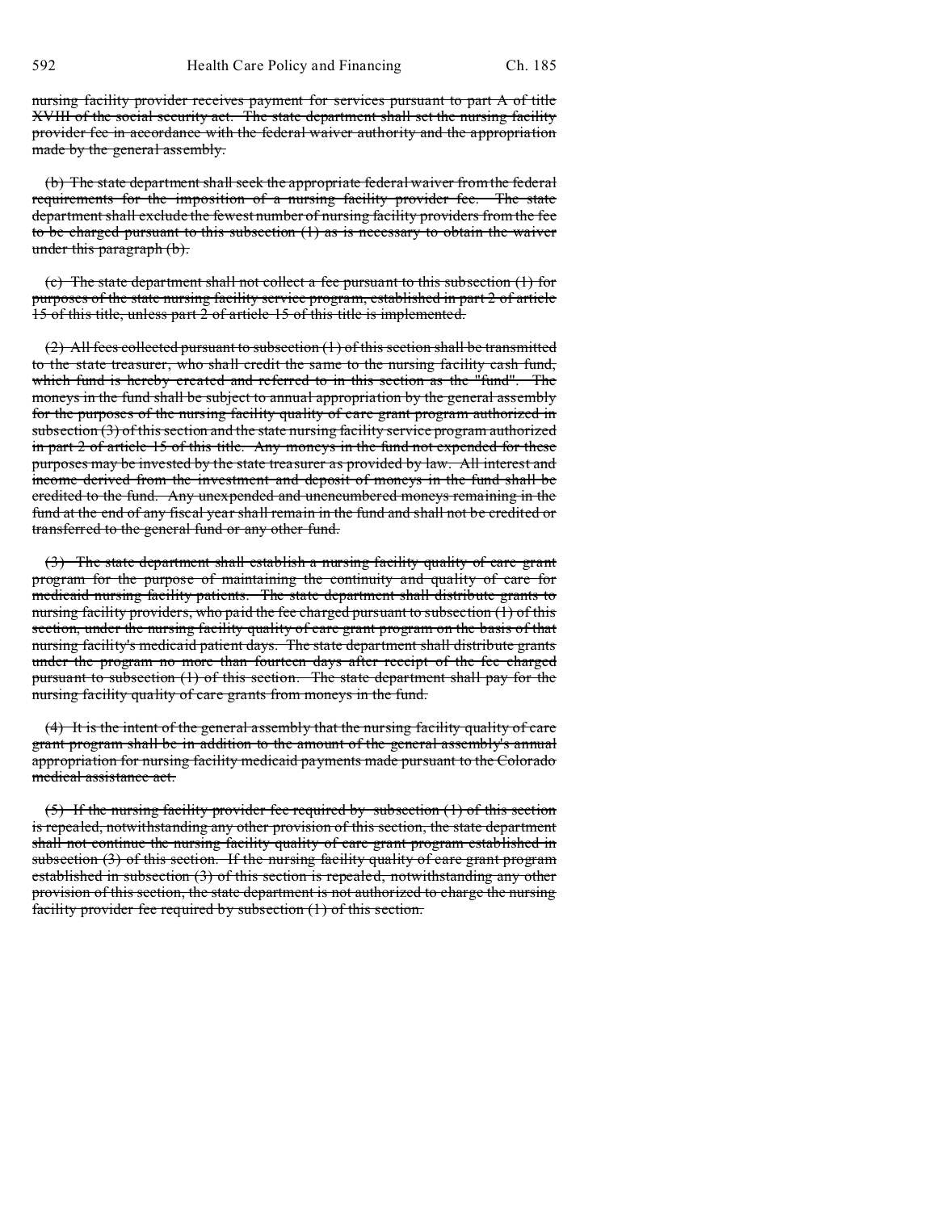~~nursing facility provider receives payment for services pursuant to part A of title XVIII of the social security act. The state department shall set the nursing facility provider fee in accordance with the federal waiver authority and the appropriation made by the general assembly.~~

~~(b) The state department shall seek the appropriate federal waiver from the federal requirements for the imposition of a nursing facility provider fee. The state department shall exclude the fewest number of nursing facility providers from the fee to be charged pursuant to this subsection (1) as is necessary to obtain the waiver under this paragraph (b).~~

~~(c) The state department shall not collect a fee pursuant to this subsection (1) for purposes of the state nursing facility service program, established in part 2 of article 15 of this title, unless part 2 of article 15 of this title is implemented.~~

~~(2) All fees collected pursuant to subsection (1) of this section shall be transmitted to the state treasurer, who shall credit the same to the nursing facility cash fund, which fund is hereby created and referred to in this section as the "fund". The moneys in the fund shall be subject to annual appropriation by the general assembly for the purposes of the nursing facility quality of care grant program authorized in subsection (3) of this section and the state nursing facility service program authorized in part 2 of article 15 of this title. Any moneys in the fund not expended for these purposes may be invested by the state treasurer as provided by law. All interest and income derived from the investment and deposit of moneys in the fund shall be credited to the fund. Any unexpended and unencumbered moneys remaining in the fund at the end of any fiscal year shall remain in the fund and shall not be credited or transferred to the general fund or any other fund.~~

~~(3) The state department shall establish a nursing facility quality of care grant program for the purpose of maintaining the continuity and quality of care for medicaid nursing facility patients. The state department shall distribute grants to nursing facility providers, who paid the fee charged pursuant to subsection (1) of this section, under the nursing facility quality of care grant program on the basis of that nursing facility's medicaid patient days. The state department shall distribute grants under the program no more than fourteen days after receipt of the fee charged pursuant to subsection (1) of this section. The state department shall pay for the nursing facility quality of care grants from moneys in the fund.~~

~~(4) It is the intent of the general assembly that the nursing facility quality of care grant program shall be in addition to the amount of the general assembly's annual appropriation for nursing facility medicaid payments made pursuant to the Colorado medical assistance act.~~

~~(5) If the nursing facility provider fee required by subsection (1) of this section is repealed, notwithstanding any other provision of this section, the state department shall not continue the nursing facility quality of care grant program established in subsection (3) of this section. If the nursing facility quality of care grant program established in subsection (3) of this section is repealed, notwithstanding any other provision of this section, the state department is not authorized to charge the nursing facility provider fee required by subsection (1) of this section.~~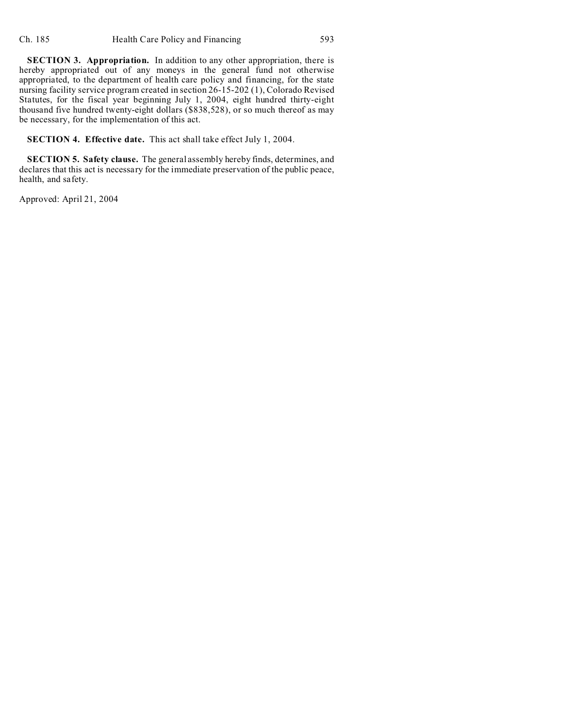**SECTION 3. Appropriation.** In addition to any other appropriation, there is hereby appropriated out of any moneys in the general fund not otherwise appropriated, to the department of health care policy and financing, for the state nursing facility service program created in section 26-15-202 (1), Colorado Revised Statutes, for the fiscal year beginning July 1, 2004, eight hundred thirty-eight thousand five hundred twenty-eight dollars ($838,528), or so much thereof as may be necessary, for the implementation of this act.

**SECTION 4. Effective date.** This act shall take effect July 1, 2004.

**SECTION 5. Safety clause.** The general assembly hereby finds, determines, and declares that this act is necessary for the immediate preservation of the public peace, health, and safety.

Approved: April 21, 2004